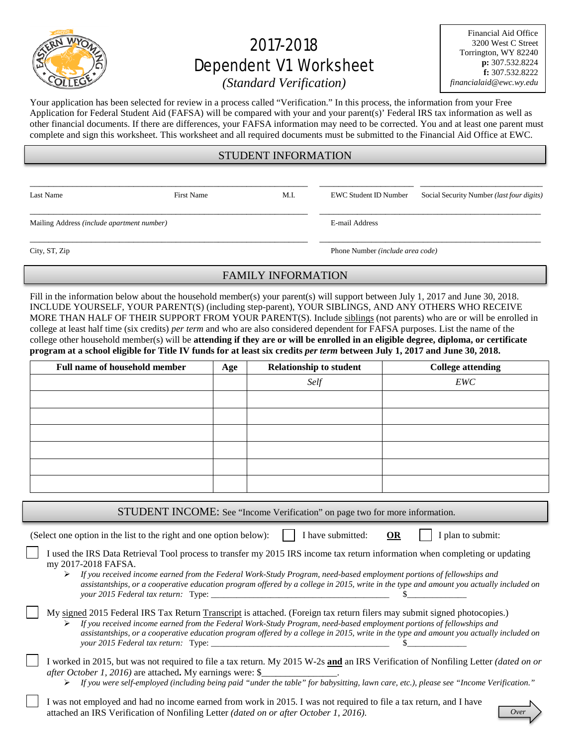# 2017-2018 Dependent V1 Worksheet

*(Standard Verification)*

Financial Aid Office
3200 West C Street
Torrington, WY 82240
**p:** 307.532.8224
**f:** 307.532.8222
*financialaid@ewc.wy.edu*

Your application has been selected for review in a process called "Verification." In this process, the information from your Free Application for Federal Student Aid (FAFSA) will be compared with your and your parent(s)' Federal IRS tax information as well as other financial documents. If there are differences, your FAFSA information may need to be corrected. You and at least one parent must complete and sign this worksheet. This worksheet and all required documents must be submitted to the Financial Aid Office at EWC.

## STUDENT INFORMATION

Last Name ______ First Name ______ M.I. ______ EWC Student ID Number ______ Social Security Number *(last four digits)* ______

Mailing Address *(include apartment number)* ______ E-mail Address ______

City, ST, Zip ______ Phone Number *(include area code)* ______

## FAMILY INFORMATION

Fill in the information below about the household member(s) your parent(s) will support between July 1, 2017 and June 30, 2018. INCLUDE YOURSELF, YOUR PARENT(S) (including step-parent), YOUR SIBLINGS, AND ANY OTHERS WHO RECEIVE MORE THAN HALF OF THEIR SUPPORT FROM YOUR PARENT(S). Include siblings (not parents) who are or will be enrolled in college at least half time (six credits) *per term* and who are also considered dependent for FAFSA purposes. List the name of the college other household member(s) will be **attending if they are or will be enrolled in an eligible degree, diploma, or certificate program at a school eligible for Title IV funds for at least six credits *per term* between July 1, 2017 and June 30, 2018.**

| Full name of household member | Age | Relationship to student | College attending |
|---|---|---|---|
| | | *Self* | *EWC* |
| | | | |
| | | | |
| | | | |
| | | | |
| | | | |
| | | | |

## STUDENT INCOME: See "Income Verification" on page two for more information.

(Select one option in the list to the right and one option below): ☐ I have submitted: **OR** ☐ I plan to submit:

☐ I used the IRS Data Retrieval Tool process to transfer my 2015 IRS income tax return information when completing or updating my 2017-2018 FAFSA.

- *If you received income earned from the Federal Work-Study Program, need-based employment portions of fellowships and assistantships, or a cooperative education program offered by a college in 2015, write in the type and amount you actually included on your 2015 Federal tax return:* Type: ______________________ $____________

☐ My signed 2015 Federal IRS Tax Return Transcript is attached. (Foreign tax return filers may submit signed photocopies.)

- *If you received income earned from the Federal Work-Study Program, need-based employment portions of fellowships and assistantships, or a cooperative education program offered by a college in 2015, write in the type and amount you actually included on your 2015 Federal tax return:* Type: ______________________ $____________

☐ I worked in 2015, but was not required to file a tax return. My 2015 W-2s **and** an IRS Verification of Nonfiling Letter *(dated on or after October 1, 2016)* are attached**.** My earnings were: $______________.

- *If you were self-employed (including being paid "under the table" for babysitting, lawn care, etc.), please see "Income Verification."*

☐ I was not employed and had no income earned from work in 2015. I was not required to file a tax return, and I have attached an IRS Verification of Nonfiling Letter *(dated on or after October 1, 2016).*

*Over*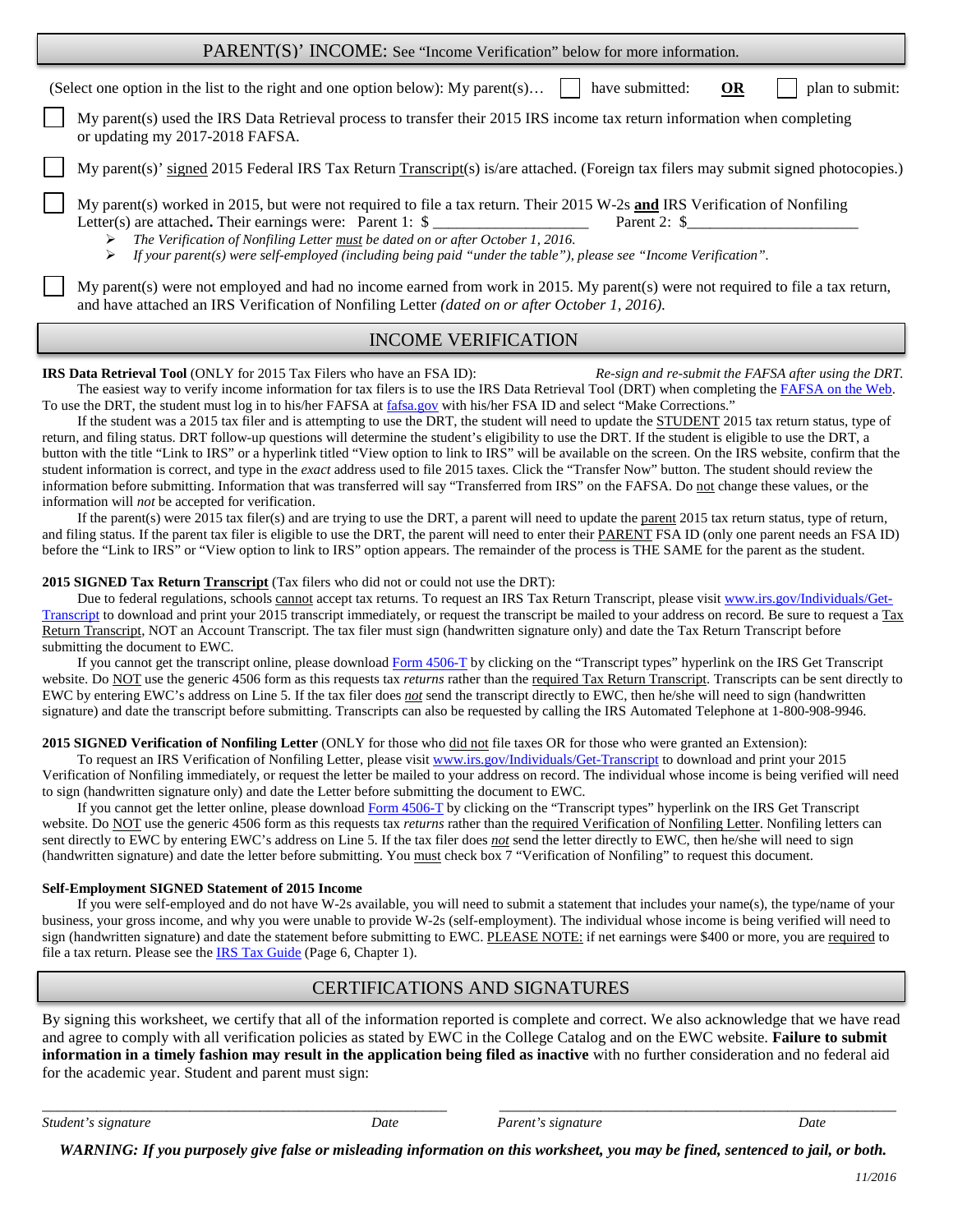## PARENT(S)' INCOME: See "Income Verification" below for more information.

(Select one option in the list to the right and one option below): My parent(s)… ☐ have submitted: **OR** ☐ plan to submit:

☐ My parent(s) used the IRS Data Retrieval process to transfer their 2015 IRS income tax return information when completing or updating my 2017-2018 FAFSA.

☐ My parent(s)' signed 2015 Federal IRS Tax Return Transcript(s) is/are attached. (Foreign tax filers may submit signed photocopies.)

☐ My parent(s) worked in 2015, but were not required to file a tax return. Their 2015 W-2s **and** IRS Verification of Nonfiling Letter(s) are attached**.** Their earnings were: Parent 1: $ ___________________ Parent 2: $______________________

- *The Verification of Nonfiling Letter must be dated on or after October 1, 2016.*
- *If your parent(s) were self-employed (including being paid "under the table"), please see "Income Verification".*

☐ My parent(s) were not employed and had no income earned from work in 2015. My parent(s) were not required to file a tax return, and have attached an IRS Verification of Nonfiling Letter *(dated on or after October 1, 2016).*

## INCOME VERIFICATION

**IRS Data Retrieval Tool** (ONLY for 2015 Tax Filers who have an FSA ID): *Re-sign and re-submit the FAFSA after using the DRT.*

The easiest way to verify income information for tax filers is to use the IRS Data Retrieval Tool (DRT) when completing the FAFSA on the Web. To use the DRT, the student must log in to his/her FAFSA at fafsa.gov with his/her FSA ID and select "Make Corrections."

If the student was a 2015 tax filer and is attempting to use the DRT, the student will need to update the STUDENT 2015 tax return status, type of return, and filing status. DRT follow-up questions will determine the student's eligibility to use the DRT. If the student is eligible to use the DRT, a button with the title "Link to IRS" or a hyperlink titled "View option to link to IRS" will be available on the screen. On the IRS website, confirm that the student information is correct, and type in the *exact* address used to file 2015 taxes. Click the "Transfer Now" button. The student should review the information before submitting. Information that was transferred will say "Transferred from IRS" on the FAFSA. Do not change these values, or the information will *not* be accepted for verification.

If the parent(s) were 2015 tax filer(s) and are trying to use the DRT, a parent will need to update the parent 2015 tax return status, type of return, and filing status. If the parent tax filer is eligible to use the DRT, the parent will need to enter their PARENT FSA ID (only one parent needs an FSA ID) before the "Link to IRS" or "View option to link to IRS" option appears. The remainder of the process is THE SAME for the parent as the student.

**2015 SIGNED Tax Return Transcript** (Tax filers who did not or could not use the DRT):

Due to federal regulations, schools cannot accept tax returns. To request an IRS Tax Return Transcript, please visit www.irs.gov/Individuals/Get-Transcript to download and print your 2015 transcript immediately, or request the transcript be mailed to your address on record. Be sure to request a Tax Return Transcript, NOT an Account Transcript. The tax filer must sign (handwritten signature only) and date the Tax Return Transcript before submitting the document to EWC.

If you cannot get the transcript online, please download Form 4506-T by clicking on the "Transcript types" hyperlink on the IRS Get Transcript website. Do NOT use the generic 4506 form as this requests tax *returns* rather than the required Tax Return Transcript. Transcripts can be sent directly to EWC by entering EWC's address on Line 5. If the tax filer does *not* send the transcript directly to EWC, then he/she will need to sign (handwritten signature) and date the transcript before submitting. Transcripts can also be requested by calling the IRS Automated Telephone at 1-800-908-9946.

**2015 SIGNED Verification of Nonfiling Letter** (ONLY for those who did not file taxes OR for those who were granted an Extension):

To request an IRS Verification of Nonfiling Letter, please visit www.irs.gov/Individuals/Get-Transcript to download and print your 2015 Verification of Nonfiling immediately, or request the letter be mailed to your address on record. The individual whose income is being verified will need to sign (handwritten signature only) and date the Letter before submitting the document to EWC.

If you cannot get the letter online, please download Form 4506-T by clicking on the "Transcript types" hyperlink on the IRS Get Transcript website. Do NOT use the generic 4506 form as this requests tax *returns* rather than the required Verification of Nonfiling Letter. Nonfiling letters can sent directly to EWC by entering EWC's address on Line 5. If the tax filer does *not* send the letter directly to EWC, then he/she will need to sign (handwritten signature) and date the letter before submitting. You must check box 7 "Verification of Nonfiling" to request this document.

**Self-Employment SIGNED Statement of 2015 Income**

If you were self-employed and do not have W-2s available, you will need to submit a statement that includes your name(s), the type/name of your business, your gross income, and why you were unable to provide W-2s (self-employment). The individual whose income is being verified will need to sign (handwritten signature) and date the statement before submitting to EWC. PLEASE NOTE: if net earnings were $400 or more, you are required to file a tax return. Please see the IRS Tax Guide (Page 6, Chapter 1).

## CERTIFICATIONS AND SIGNATURES

By signing this worksheet, we certify that all of the information reported is complete and correct. We also acknowledge that we have read and agree to comply with all verification policies as stated by EWC in the College Catalog and on the EWC website. **Failure to submit information in a timely fashion may result in the application being filed as inactive** with no further consideration and no federal aid for the academic year. Student and parent must sign:

_______________________________________________ _______________________________________________

*Student's signature* *Date* *Parent's signature* *Date*

***WARNING: If you purposely give false or misleading information on this worksheet, you may be fined, sentenced to jail, or both.***

*11/2016*